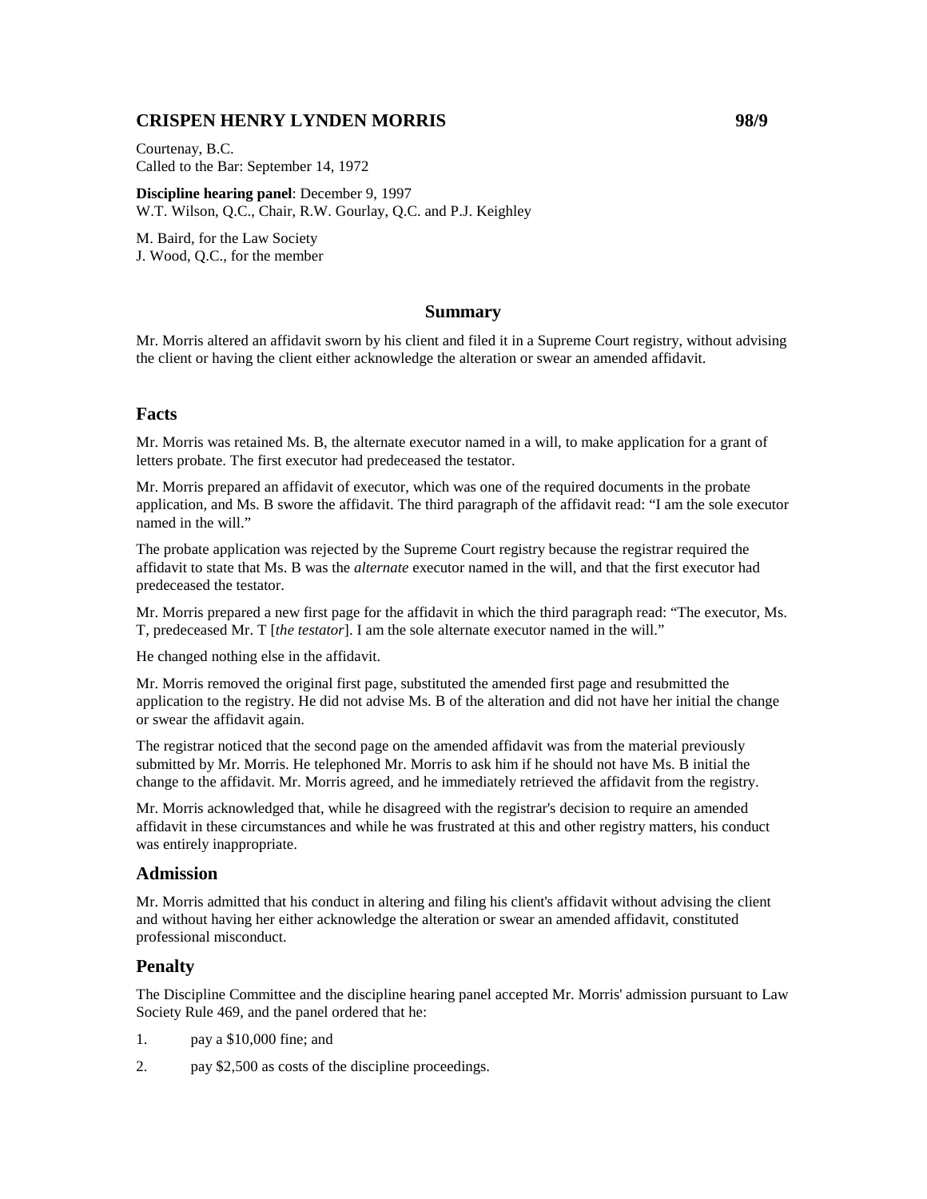# CRISPEN HENRY LYNDEN MORRIS 98/9

Courtenay, B.C.
Called to the Bar: September 14, 1972

**Discipline hearing panel**: December 9, 1997
W.T. Wilson, Q.C., Chair, R.W. Gourlay, Q.C. and P.J. Keighley

M. Baird, for the Law Society
J. Wood, Q.C., for the member

## Summary

Mr. Morris altered an affidavit sworn by his client and filed it in a Supreme Court registry, without advising the client or having the client either acknowledge the alteration or swear an amended affidavit.

## Facts

Mr. Morris was retained Ms. B, the alternate executor named in a will, to make application for a grant of letters probate. The first executor had predeceased the testator.

Mr. Morris prepared an affidavit of executor, which was one of the required documents in the probate application, and Ms. B swore the affidavit. The third paragraph of the affidavit read: "I am the sole executor named in the will."

The probate application was rejected by the Supreme Court registry because the registrar required the affidavit to state that Ms. B was the *alternate* executor named in the will, and that the first executor had predeceased the testator.

Mr. Morris prepared a new first page for the affidavit in which the third paragraph read: "The executor, Ms. T, predeceased Mr. T [*the testator*]. I am the sole alternate executor named in the will."

He changed nothing else in the affidavit.

Mr. Morris removed the original first page, substituted the amended first page and resubmitted the application to the registry. He did not advise Ms. B of the alteration and did not have her initial the change or swear the affidavit again.

The registrar noticed that the second page on the amended affidavit was from the material previously submitted by Mr. Morris. He telephoned Mr. Morris to ask him if he should not have Ms. B initial the change to the affidavit. Mr. Morris agreed, and he immediately retrieved the affidavit from the registry.

Mr. Morris acknowledged that, while he disagreed with the registrar's decision to require an amended affidavit in these circumstances and while he was frustrated at this and other registry matters, his conduct was entirely inappropriate.

## Admission

Mr. Morris admitted that his conduct in altering and filing his client's affidavit without advising the client and without having her either acknowledge the alteration or swear an amended affidavit, constituted professional misconduct.

## Penalty

The Discipline Committee and the discipline hearing panel accepted Mr. Morris' admission pursuant to Law Society Rule 469, and the panel ordered that he:

1. pay a $10,000 fine; and
2. pay $2,500 as costs of the discipline proceedings.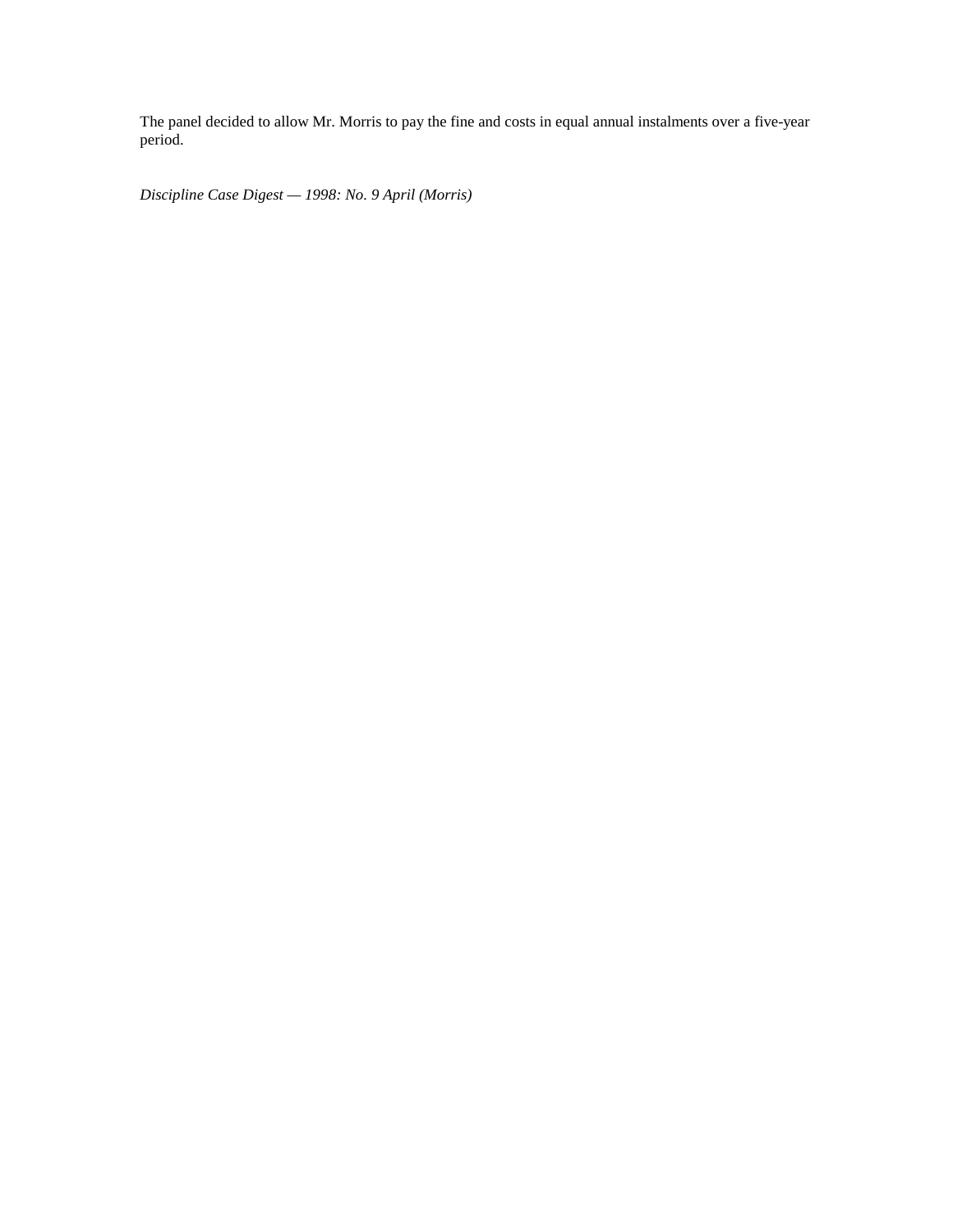The panel decided to allow Mr. Morris to pay the fine and costs in equal annual instalments over a five-year period.

*Discipline Case Digest — 1998: No. 9 April (Morris)*